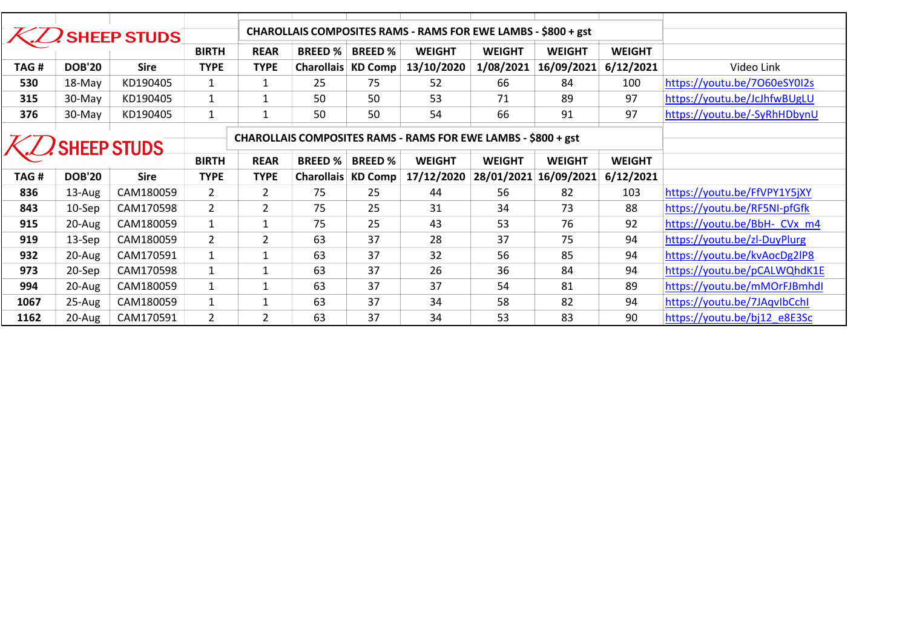## K.D. SHEEP STUDS

**CHAROLLAIS COMPOSITES RAMS - RAMS FOR EWE LAMBS - $800 + gst**

| TAG # | DOB'20 | Sire | BIRTH TYPE | REAR TYPE | BREED % Charollais | BREED % KD Comp | WEIGHT 13/10/2020 | WEIGHT 1/08/2021 | WEIGHT 16/09/2021 | WEIGHT 6/12/2021 | Video Link |
|---|---|---|---|---|---|---|---|---|---|---|---|
| 530 | 18-May | KD190405 | 1 | 1 | 25 | 75 | 52 | 66 | 84 | 100 | https://youtu.be/7O60eSY0I2s |
| 315 | 30-May | KD190405 | 1 | 1 | 50 | 50 | 53 | 71 | 89 | 97 | https://youtu.be/JcJhfwBUgLU |
| 376 | 30-May | KD190405 | 1 | 1 | 50 | 50 | 54 | 66 | 91 | 97 | https://youtu.be/-SyRhHDbynU |

## K.D. SHEEP STUDS

**CHAROLLAIS COMPOSITES RAMS - RAMS FOR EWE LAMBS - $800 + gst**

| TAG # | DOB'20 | Sire | BIRTH TYPE | REAR TYPE | BREED % Charollais | BREED % KD Comp | WEIGHT 17/12/2020 | WEIGHT 28/01/2021 | WEIGHT 16/09/2021 | WEIGHT 6/12/2021 | |
|---|---|---|---|---|---|---|---|---|---|---|---|
| 836 | 13-Aug | CAM180059 | 2 | 2 | 75 | 25 | 44 | 56 | 82 | 103 | https://youtu.be/FfVPY1Y5jXY |
| 843 | 10-Sep | CAM170598 | 2 | 2 | 75 | 25 | 31 | 34 | 73 | 88 | https://youtu.be/RF5NI-pfGfk |
| 915 | 20-Aug | CAM180059 | 1 | 1 | 75 | 25 | 43 | 53 | 76 | 92 | https://youtu.be/BbH-_CVx_m4 |
| 919 | 13-Sep | CAM180059 | 2 | 2 | 63 | 37 | 28 | 37 | 75 | 94 | https://youtu.be/zl-DuyPlurg |
| 932 | 20-Aug | CAM170591 | 1 | 1 | 63 | 37 | 32 | 56 | 85 | 94 | https://youtu.be/kvAocDg2lP8 |
| 973 | 20-Sep | CAM170598 | 1 | 1 | 63 | 37 | 26 | 36 | 84 | 94 | https://youtu.be/pCALWQhdK1E |
| 994 | 20-Aug | CAM180059 | 1 | 1 | 63 | 37 | 37 | 54 | 81 | 89 | https://youtu.be/mMOrFJBmhdI |
| 1067 | 25-Aug | CAM180059 | 1 | 1 | 63 | 37 | 34 | 58 | 82 | 94 | https://youtu.be/7JAqvIbCchI |
| 1162 | 20-Aug | CAM170591 | 2 | 2 | 63 | 37 | 34 | 53 | 83 | 90 | https://youtu.be/bj12_e8E3Sc |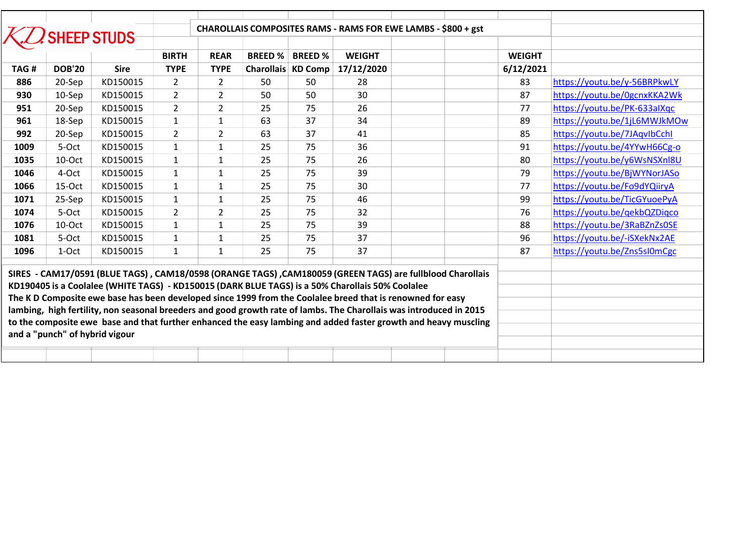# K.D. SHEEP STUDS

## CHAROLLAIS COMPOSITES RAMS - RAMS FOR EWE LAMBS - $800 + gst

| TAG # | DOB'20 | Sire | BIRTH TYPE | REAR TYPE | BREED % Charollais | BREED % KD Comp | WEIGHT 17/12/2020 | | | WEIGHT 6/12/2021 | |
|---|---|---|---|---|---|---|---|---|---|---|---|
| 886 | 20-Sep | KD150015 | 2 | 2 | 50 | 50 | 28 | | | 83 | https://youtu.be/y-56BRPkwLY |
| 930 | 10-Sep | KD150015 | 2 | 2 | 50 | 50 | 30 | | | 87 | https://youtu.be/0gcnxKKA2Wk |
| 951 | 20-Sep | KD150015 | 2 | 2 | 25 | 75 | 26 | | | 77 | https://youtu.be/PK-633alXqc |
| 961 | 18-Sep | KD150015 | 1 | 1 | 63 | 37 | 34 | | | 89 | https://youtu.be/1jL6MWJkMOw |
| 992 | 20-Sep | KD150015 | 2 | 2 | 63 | 37 | 41 | | | 85 | https://youtu.be/7JAqvIbCchI |
| 1009 | 5-Oct | KD150015 | 1 | 1 | 25 | 75 | 36 | | | 91 | https://youtu.be/4YYwH66Cg-o |
| 1035 | 10-Oct | KD150015 | 1 | 1 | 25 | 75 | 26 | | | 80 | https://youtu.be/y6WsNSXnl8U |
| 1046 | 4-Oct | KD150015 | 1 | 1 | 25 | 75 | 39 | | | 79 | https://youtu.be/BjWYNorJASo |
| 1066 | 15-Oct | KD150015 | 1 | 1 | 25 | 75 | 30 | | | 77 | https://youtu.be/Fo9dYQiiryA |
| 1071 | 25-Sep | KD150015 | 1 | 1 | 25 | 75 | 46 | | | 99 | https://youtu.be/TicGYuoePyA |
| 1074 | 5-Oct | KD150015 | 2 | 2 | 25 | 75 | 32 | | | 76 | https://youtu.be/qekbQZDiqco |
| 1076 | 10-Oct | KD150015 | 1 | 1 | 25 | 75 | 39 | | | 88 | https://youtu.be/3RaBZnZs0SE |
| 1081 | 5-Oct | KD150015 | 1 | 1 | 25 | 75 | 37 | | | 96 | https://youtu.be/-iSXekNx2AE |
| 1096 | 1-Oct | KD150015 | 1 | 1 | 25 | 75 | 37 | | | 87 | https://youtu.be/Zns5sI0mCgc |

**SIRES - CAM17/0591 (BLUE TAGS) , CAM18/0598 (ORANGE TAGS) ,CAM180059 (GREEN TAGS) are fullblood Charollais KD190405 is a Coolalee (WHITE TAGS) - KD150015 (DARK BLUE TAGS) is a 50% Charollais 50% Coolalee The K D Composite ewe base has been developed since 1999 from the Coolalee breed that is renowned for easy lambing, high fertility, non seasonal breeders and good growth rate of lambs. The Charollais was introduced in 2015 to the composite ewe base and that further enhanced the easy lambing and added faster growth and heavy muscling and a "punch" of hybrid vigour**